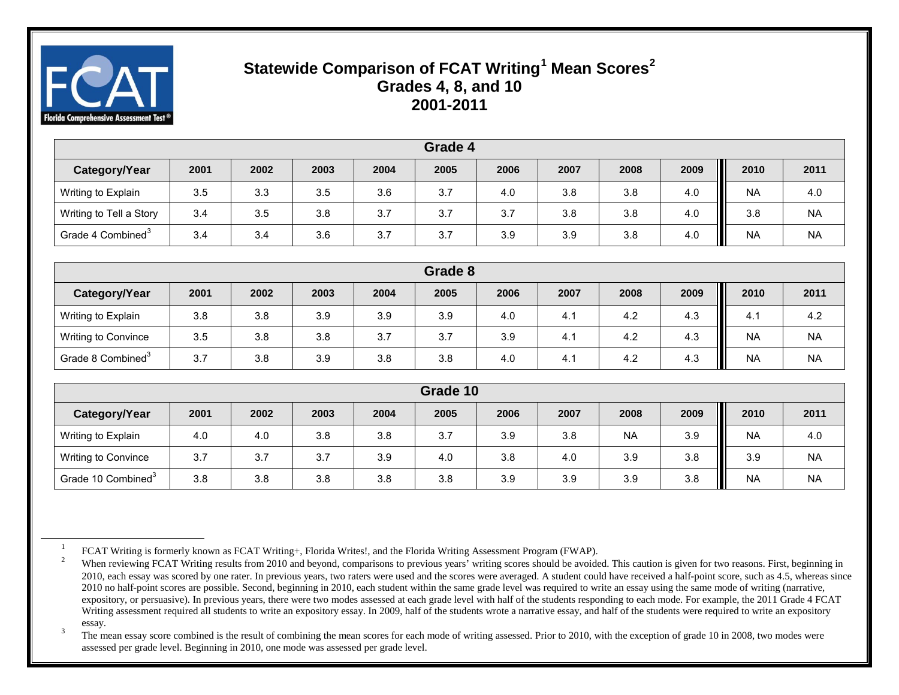# Statewide Comparison of FCAT Writing[1] Mean Scores[2]
## Grades 4, 8, and 10
## 2001-2011

| Grade 4 | | | | | | | | | | |
|---|---|---|---|---|---|---|---|---|---|---|
| **Category/Year** | **2001** | **2002** | **2003** | **2004** | **2005** | **2006** | **2007** | **2008** | **2009** | **2010** | **2011** |
| Writing to Explain | 3.5 | 3.3 | 3.5 | 3.6 | 3.7 | 4.0 | 3.8 | 3.8 | 4.0 | NA | 4.0 |
| Writing to Tell a Story | 3.4 | 3.5 | 3.8 | 3.7 | 3.7 | 3.7 | 3.8 | 3.8 | 4.0 | 3.8 | NA |
| Grade 4 Combined[3] | 3.4 | 3.4 | 3.6 | 3.7 | 3.7 | 3.9 | 3.9 | 3.8 | 4.0 | NA | NA |

| Grade 8 | | | | | | | | | | | |
|---|---|---|---|---|---|---|---|---|---|---|---|
| **Category/Year** | **2001** | **2002** | **2003** | **2004** | **2005** | **2006** | **2007** | **2008** | **2009** | **2010** | **2011** |
| Writing to Explain | 3.8 | 3.8 | 3.9 | 3.9 | 3.9 | 4.0 | 4.1 | 4.2 | 4.3 | 4.1 | 4.2 |
| Writing to Convince | 3.5 | 3.8 | 3.8 | 3.7 | 3.7 | 3.9 | 4.1 | 4.2 | 4.3 | NA | NA |
| Grade 8 Combined[3] | 3.7 | 3.8 | 3.9 | 3.8 | 3.8 | 4.0 | 4.1 | 4.2 | 4.3 | NA | NA |

| Grade 10 | | | | | | | | | | | |
|---|---|---|---|---|---|---|---|---|---|---|---|
| **Category/Year** | **2001** | **2002** | **2003** | **2004** | **2005** | **2006** | **2007** | **2008** | **2009** | **2010** | **2011** |
| Writing to Explain | 4.0 | 4.0 | 3.8 | 3.8 | 3.7 | 3.9 | 3.8 | NA | 3.9 | NA | 4.0 |
| Writing to Convince | 3.7 | 3.7 | 3.7 | 3.9 | 4.0 | 3.8 | 4.0 | 3.9 | 3.8 | 3.9 | NA |
| Grade 10 Combined[3] | 3.8 | 3.8 | 3.8 | 3.8 | 3.8 | 3.9 | 3.9 | 3.9 | 3.8 | NA | NA |

---

[1] FCAT Writing is formerly known as FCAT Writing+, Florida Writes!, and the Florida Writing Assessment Program (FWAP).

[2] When reviewing FCAT Writing results from 2010 and beyond, comparisons to previous years' writing scores should be avoided. This caution is given for two reasons. First, beginning in 2010, each essay was scored by one rater. In previous years, two raters were used and the scores were averaged. A student could have received a half-point score, such as 4.5, whereas since 2010 no half-point scores are possible. Second, beginning in 2010, each student within the same grade level was required to write an essay using the same mode of writing (narrative, expository, or persuasive). In previous years, there were two modes assessed at each grade level with half of the students responding to each mode. For example, the 2011 Grade 4 FCAT Writing assessment required all students to write an expository essay. In 2009, half of the students wrote a narrative essay, and half of the students were required to write an expository essay.

[3] The mean essay score combined is the result of combining the mean scores for each mode of writing assessed. Prior to 2010, with the exception of grade 10 in 2008, two modes were assessed per grade level. Beginning in 2010, one mode was assessed per grade level.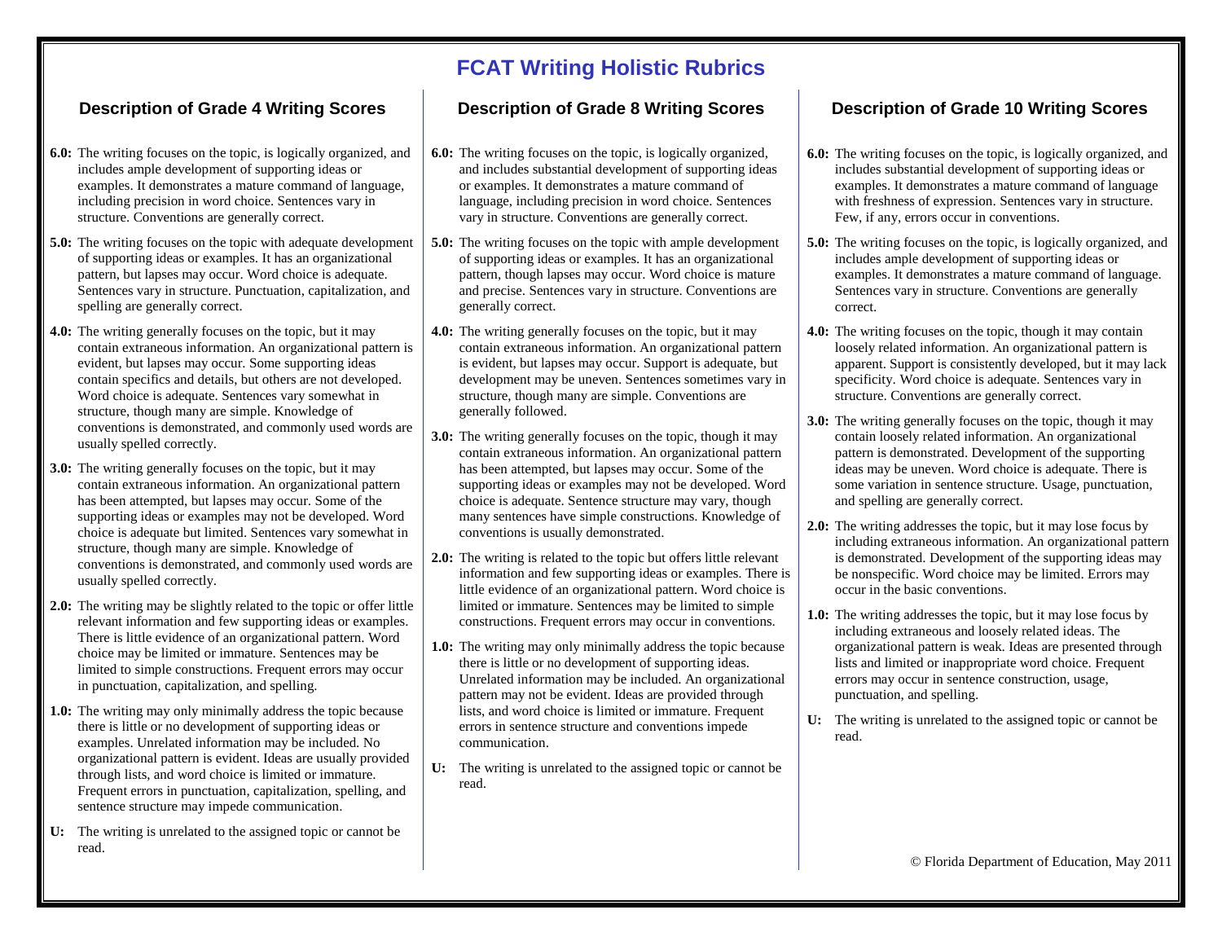# FCAT Writing Holistic Rubrics

## Description of Grade 4 Writing Scores

**6.0:** The writing focuses on the topic, is logically organized, and includes ample development of supporting ideas or examples. It demonstrates a mature command of language, including precision in word choice. Sentences vary in structure. Conventions are generally correct.

**5.0:** The writing focuses on the topic with adequate development of supporting ideas or examples. It has an organizational pattern, but lapses may occur. Word choice is adequate. Sentences vary in structure. Punctuation, capitalization, and spelling are generally correct.

**4.0:** The writing generally focuses on the topic, but it may contain extraneous information. An organizational pattern is evident, but lapses may occur. Some supporting ideas contain specifics and details, but others are not developed. Word choice is adequate. Sentences vary somewhat in structure, though many are simple. Knowledge of conventions is demonstrated, and commonly used words are usually spelled correctly.

**3.0:** The writing generally focuses on the topic, but it may contain extraneous information. An organizational pattern has been attempted, but lapses may occur. Some of the supporting ideas or examples may not be developed. Word choice is adequate but limited. Sentences vary somewhat in structure, though many are simple. Knowledge of conventions is demonstrated, and commonly used words are usually spelled correctly.

**2.0:** The writing may be slightly related to the topic or offer little relevant information and few supporting ideas or examples. There is little evidence of an organizational pattern. Word choice may be limited or immature. Sentences may be limited to simple constructions. Frequent errors may occur in punctuation, capitalization, and spelling.

**1.0:** The writing may only minimally address the topic because there is little or no development of supporting ideas or examples. Unrelated information may be included. No organizational pattern is evident. Ideas are usually provided through lists, and word choice is limited or immature. Frequent errors in punctuation, capitalization, spelling, and sentence structure may impede communication.

**U:** The writing is unrelated to the assigned topic or cannot be read.

## Description of Grade 8 Writing Scores

**6.0:** The writing focuses on the topic, is logically organized, and includes substantial development of supporting ideas or examples. It demonstrates a mature command of language, including precision in word choice. Sentences vary in structure. Conventions are generally correct.

**5.0:** The writing focuses on the topic with ample development of supporting ideas or examples. It has an organizational pattern, though lapses may occur. Word choice is mature and precise. Sentences vary in structure. Conventions are generally correct.

**4.0:** The writing generally focuses on the topic, but it may contain extraneous information. An organizational pattern is evident, but lapses may occur. Support is adequate, but development may be uneven. Sentences sometimes vary in structure, though many are simple. Conventions are generally followed.

**3.0:** The writing generally focuses on the topic, though it may contain extraneous information. An organizational pattern has been attempted, but lapses may occur. Some of the supporting ideas or examples may not be developed. Word choice is adequate. Sentence structure may vary, though many sentences have simple constructions. Knowledge of conventions is usually demonstrated.

**2.0:** The writing is related to the topic but offers little relevant information and few supporting ideas or examples. There is little evidence of an organizational pattern. Word choice is limited or immature. Sentences may be limited to simple constructions. Frequent errors may occur in conventions.

**1.0:** The writing may only minimally address the topic because there is little or no development of supporting ideas. Unrelated information may be included. An organizational pattern may not be evident. Ideas are provided through lists, and word choice is limited or immature. Frequent errors in sentence structure and conventions impede communication.

**U:** The writing is unrelated to the assigned topic or cannot be read.

## Description of Grade 10 Writing Scores

**6.0:** The writing focuses on the topic, is logically organized, and includes substantial development of supporting ideas or examples. It demonstrates a mature command of language with freshness of expression. Sentences vary in structure. Few, if any, errors occur in conventions.

**5.0:** The writing focuses on the topic, is logically organized, and includes ample development of supporting ideas or examples. It demonstrates a mature command of language. Sentences vary in structure. Conventions are generally correct.

**4.0:** The writing focuses on the topic, though it may contain loosely related information. An organizational pattern is apparent. Support is consistently developed, but it may lack specificity. Word choice is adequate. Sentences vary in structure. Conventions are generally correct.

**3.0:** The writing generally focuses on the topic, though it may contain loosely related information. An organizational pattern is demonstrated. Development of the supporting ideas may be uneven. Word choice is adequate. There is some variation in sentence structure. Usage, punctuation, and spelling are generally correct.

**2.0:** The writing addresses the topic, but it may lose focus by including extraneous information. An organizational pattern is demonstrated. Development of the supporting ideas may be nonspecific. Word choice may be limited. Errors may occur in the basic conventions.

**1.0:** The writing addresses the topic, but it may lose focus by including extraneous and loosely related ideas. The organizational pattern is weak. Ideas are presented through lists and limited or inappropriate word choice. Frequent errors may occur in sentence construction, usage, punctuation, and spelling.

**U:** The writing is unrelated to the assigned topic or cannot be read.

© Florida Department of Education, May 2011